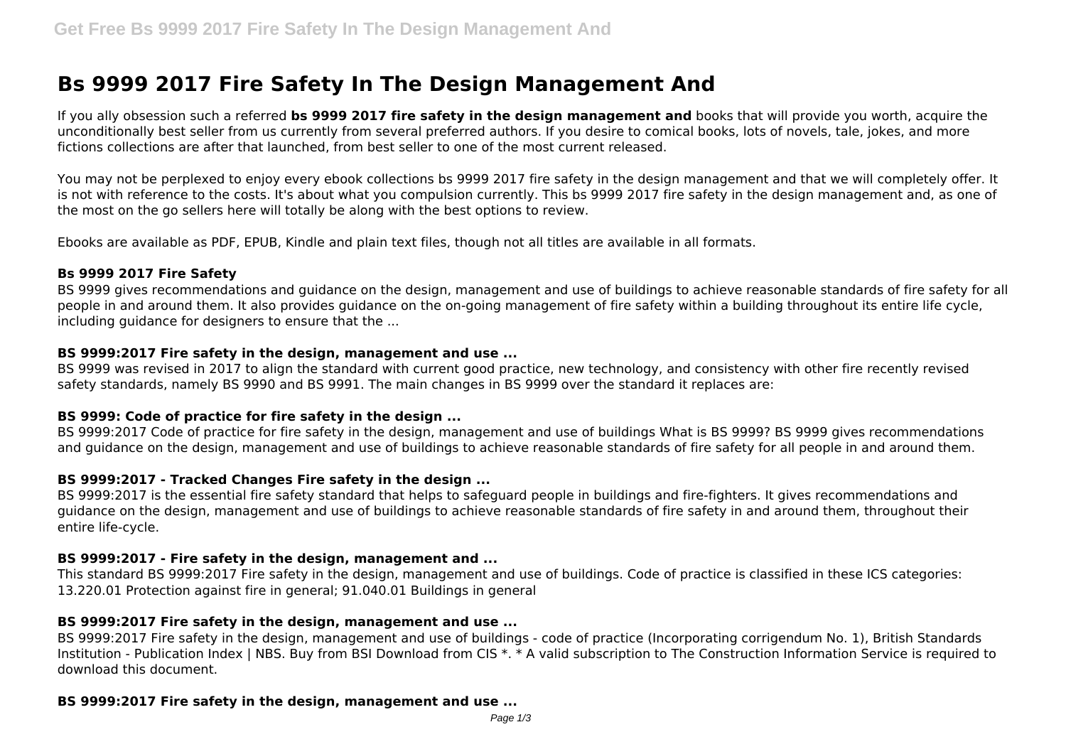# Bs 9999 2017 Fire Safety In The Design Management And

If you ally obsession such a referred **bs 9999 2017 fire safety in the design management and** books that will provide you worth, acquire the unconditionally best seller from us currently from several preferred authors. If you desire to comical books, lots of novels, tale, jokes, and more fictions collections are after that launched, from best seller to one of the most current released.

You may not be perplexed to enjoy every ebook collections bs 9999 2017 fire safety in the design management and that we will completely offer. It is not with reference to the costs. It's about what you compulsion currently. This bs 9999 2017 fire safety in the design management and, as one of the most on the go sellers here will totally be along with the best options to review.

Ebooks are available as PDF, EPUB, Kindle and plain text files, though not all titles are available in all formats.

### Bs 9999 2017 Fire Safety

BS 9999 gives recommendations and guidance on the design, management and use of buildings to achieve reasonable standards of fire safety for all people in and around them. It also provides guidance on the on-going management of fire safety within a building throughout its entire life cycle, including guidance for designers to ensure that the ...

### BS 9999:2017 Fire safety in the design, management and use ...

BS 9999 was revised in 2017 to align the standard with current good practice, new technology, and consistency with other fire recently revised safety standards, namely BS 9990 and BS 9991. The main changes in BS 9999 over the standard it replaces are:

### BS 9999: Code of practice for fire safety in the design ...

BS 9999:2017 Code of practice for fire safety in the design, management and use of buildings What is BS 9999? BS 9999 gives recommendations and guidance on the design, management and use of buildings to achieve reasonable standards of fire safety for all people in and around them.

### BS 9999:2017 - Tracked Changes Fire safety in the design ...

BS 9999:2017 is the essential fire safety standard that helps to safeguard people in buildings and fire-fighters. It gives recommendations and guidance on the design, management and use of buildings to achieve reasonable standards of fire safety in and around them, throughout their entire life-cycle.

### BS 9999:2017 - Fire safety in the design, management and ...

This standard BS 9999:2017 Fire safety in the design, management and use of buildings. Code of practice is classified in these ICS categories: 13.220.01 Protection against fire in general; 91.040.01 Buildings in general

### BS 9999:2017 Fire safety in the design, management and use ...

BS 9999:2017 Fire safety in the design, management and use of buildings - code of practice (Incorporating corrigendum No. 1), British Standards Institution - Publication Index | NBS. Buy from BSI Download from CIS *. * A valid subscription to The Construction Information Service is required to download this document.

### BS 9999:2017 Fire safety in the design, management and use ...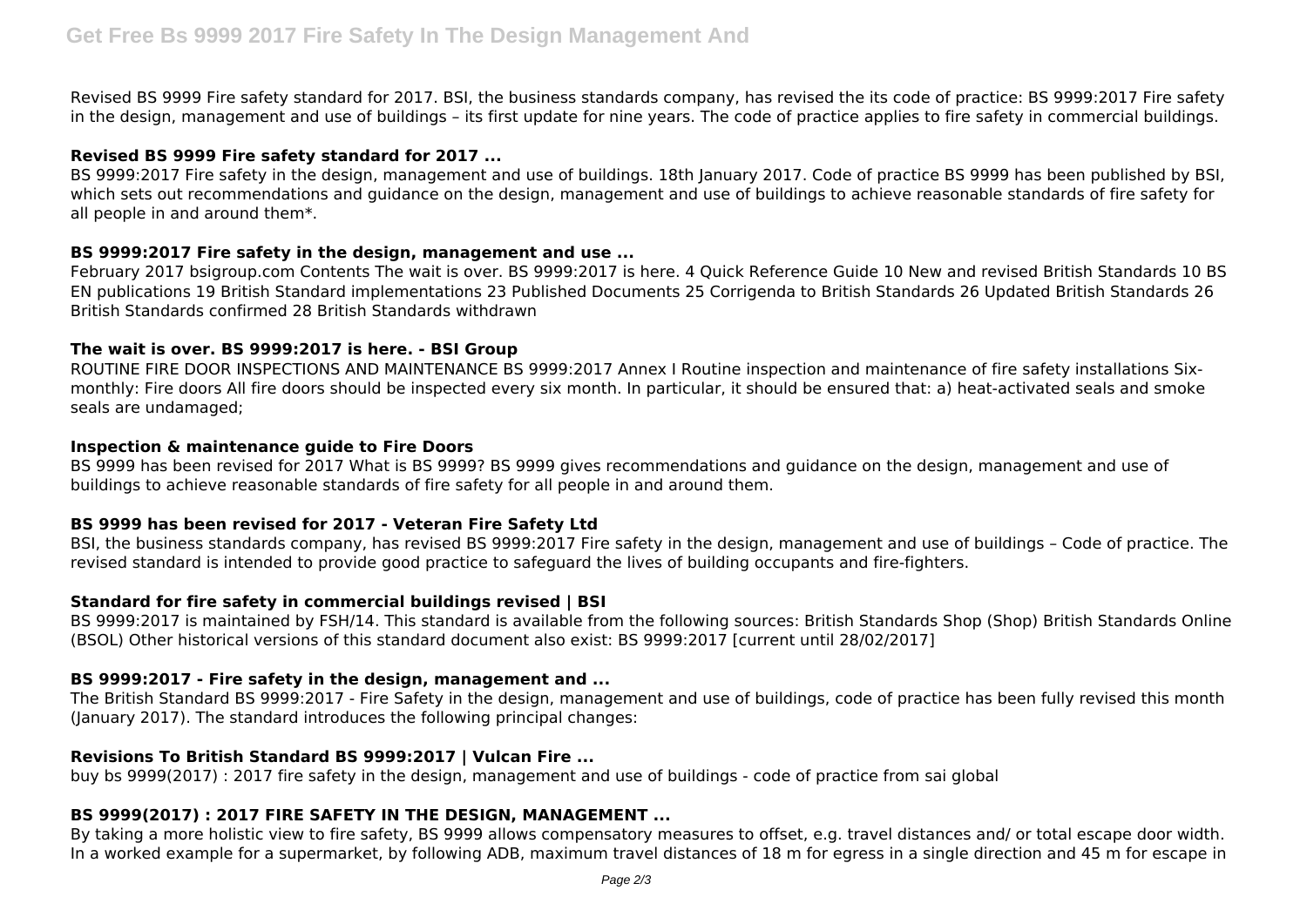Revised BS 9999 Fire safety standard for 2017. BSI, the business standards company, has revised the its code of practice: BS 9999:2017 Fire safety in the design, management and use of buildings – its first update for nine years. The code of practice applies to fire safety in commercial buildings.

### Revised BS 9999 Fire safety standard for 2017 ...

BS 9999:2017 Fire safety in the design, management and use of buildings. 18th January 2017. Code of practice BS 9999 has been published by BSI, which sets out recommendations and guidance on the design, management and use of buildings to achieve reasonable standards of fire safety for all people in and around them*.

### BS 9999:2017 Fire safety in the design, management and use ...

February 2017 bsigroup.com Contents The wait is over. BS 9999:2017 is here. 4 Quick Reference Guide 10 New and revised British Standards 10 BS EN publications 19 British Standard implementations 23 Published Documents 25 Corrigenda to British Standards 26 Updated British Standards 26 British Standards confirmed 28 British Standards withdrawn

### The wait is over. BS 9999:2017 is here. - BSI Group

ROUTINE FIRE DOOR INSPECTIONS AND MAINTENANCE BS 9999:2017 Annex I Routine inspection and maintenance of fire safety installations Six-monthly: Fire doors All fire doors should be inspected every six month. In particular, it should be ensured that: a) heat-activated seals and smoke seals are undamaged;

### Inspection & maintenance guide to Fire Doors

BS 9999 has been revised for 2017 What is BS 9999? BS 9999 gives recommendations and guidance on the design, management and use of buildings to achieve reasonable standards of fire safety for all people in and around them.

### BS 9999 has been revised for 2017 - Veteran Fire Safety Ltd

BSI, the business standards company, has revised BS 9999:2017 Fire safety in the design, management and use of buildings – Code of practice. The revised standard is intended to provide good practice to safeguard the lives of building occupants and fire-fighters.

### Standard for fire safety in commercial buildings revised | BSI

BS 9999:2017 is maintained by FSH/14. This standard is available from the following sources: British Standards Shop (Shop) British Standards Online (BSOL) Other historical versions of this standard document also exist: BS 9999:2017 [current until 28/02/2017]

### BS 9999:2017 - Fire safety in the design, management and ...

The British Standard BS 9999:2017 - Fire Safety in the design, management and use of buildings, code of practice has been fully revised this month (January 2017). The standard introduces the following principal changes:

### Revisions To British Standard BS 9999:2017 | Vulcan Fire ...

buy bs 9999(2017) : 2017 fire safety in the design, management and use of buildings - code of practice from sai global

### BS 9999(2017) : 2017 FIRE SAFETY IN THE DESIGN, MANAGEMENT ...

By taking a more holistic view to fire safety, BS 9999 allows compensatory measures to offset, e.g. travel distances and/ or total escape door width. In a worked example for a supermarket, by following ADB, maximum travel distances of 18 m for egress in a single direction and 45 m for escape in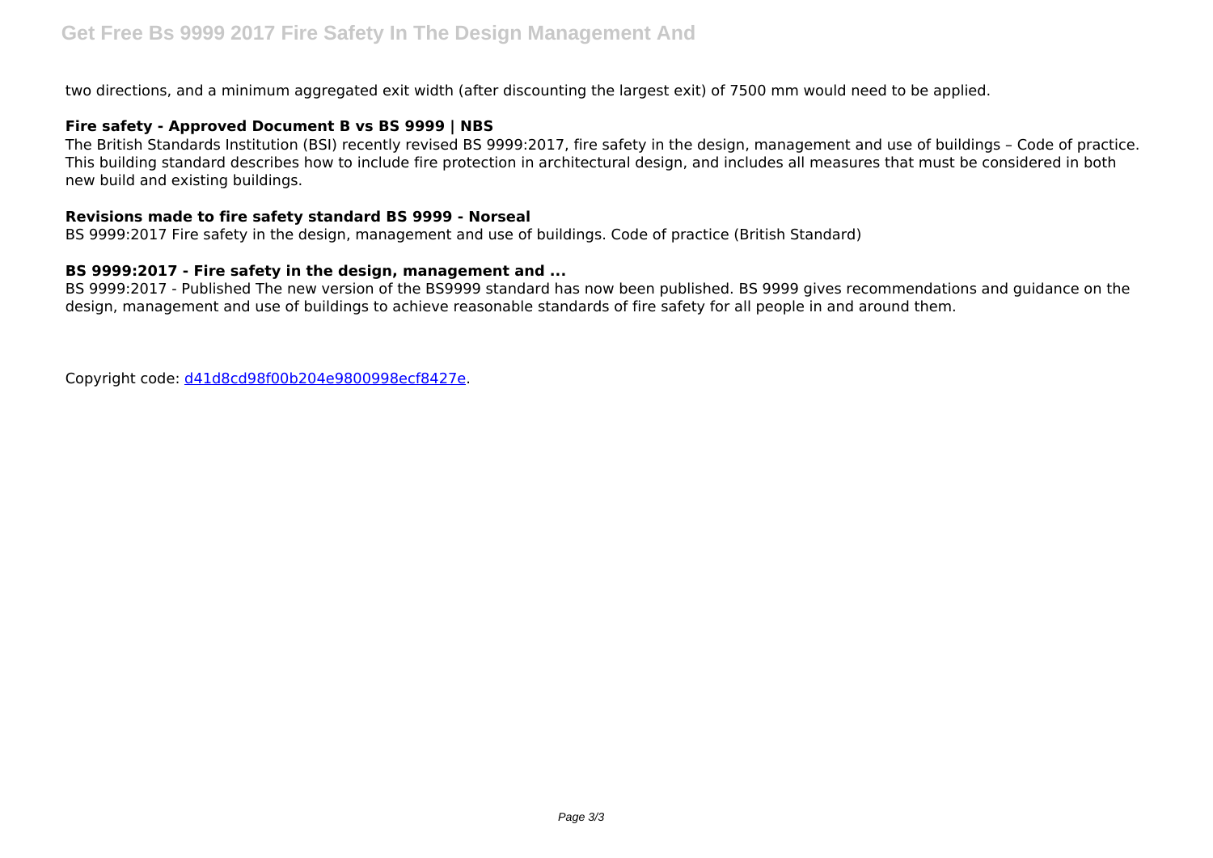two directions, and a minimum aggregated exit width (after discounting the largest exit) of 7500 mm would need to be applied.

**Fire safety - Approved Document B vs BS 9999 | NBS**

The British Standards Institution (BSI) recently revised BS 9999:2017, fire safety in the design, management and use of buildings – Code of practice. This building standard describes how to include fire protection in architectural design, and includes all measures that must be considered in both new build and existing buildings.

**Revisions made to fire safety standard BS 9999 - Norseal**

BS 9999:2017 Fire safety in the design, management and use of buildings. Code of practice (British Standard)

**BS 9999:2017 - Fire safety in the design, management and ...**

BS 9999:2017 - Published The new version of the BS9999 standard has now been published. BS 9999 gives recommendations and guidance on the design, management and use of buildings to achieve reasonable standards of fire safety for all people in and around them.

Copyright code: d41d8cd98f00b204e9800998ecf8427e.